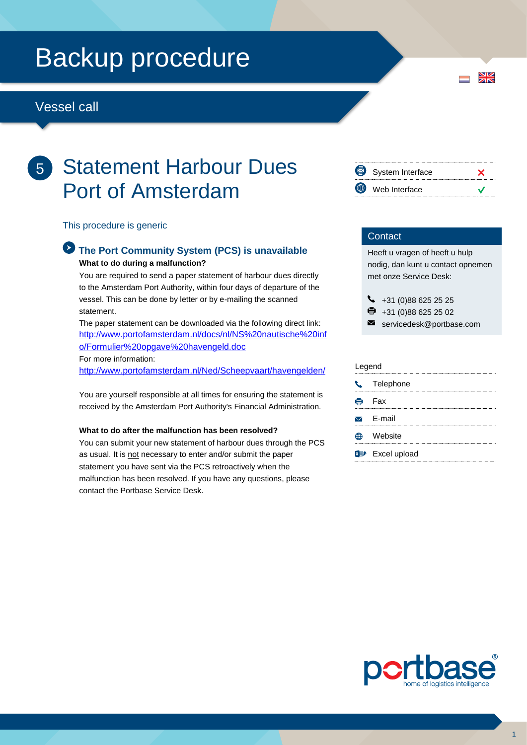# Backup procedure

## Vessel call

## 5 Statement Harbour Dues Port of Amsterdam

| | |
|---|---|
| System Interface | ✗ |
| Web Interface | ✓ |

This procedure is generic

### The Port Community System (PCS) is unavailable

**What to do during a malfunction?**

You are required to send a paper statement of harbour dues directly to the Amsterdam Port Authority, within four days of departure of the vessel. This can be done by letter or by e-mailing the scanned statement.

The paper statement can be downloaded via the following direct link: [http://www.portofamsterdam.nl/docs/nl/NS%20nautische%20info/Formulier%20opgave%20havengeld.doc](http://www.portofamsterdam.nl/docs/nl/NS%20nautische%20info/Formulier%20opgave%20havengeld.doc)

For more information:
[http://www.portofamsterdam.nl/Ned/Scheepvaart/havengelden/](http://www.portofamsterdam.nl/Ned/Scheepvaart/havengelden/)

You are yourself responsible at all times for ensuring the statement is received by the Amsterdam Port Authority's Financial Administration.

**What to do after the malfunction has been resolved?**

You can submit your new statement of harbour dues through the PCS as usual. It is <u>not</u> necessary to enter and/or submit the paper statement you have sent via the PCS retroactively when the malfunction has been resolved. If you have any questions, please contact the Portbase Service Desk.

### Contact

Heeft u vragen of heeft u hulp nodig, dan kunt u contact opnemen met onze Service Desk:

- Telephone: +31 (0)88 625 25 25
- Fax: +31 (0)88 625 25 02
- E-mail: servicedesk@portbase.com

### Legend

- Telephone
- Fax
- E-mail
- Website
- Excel upload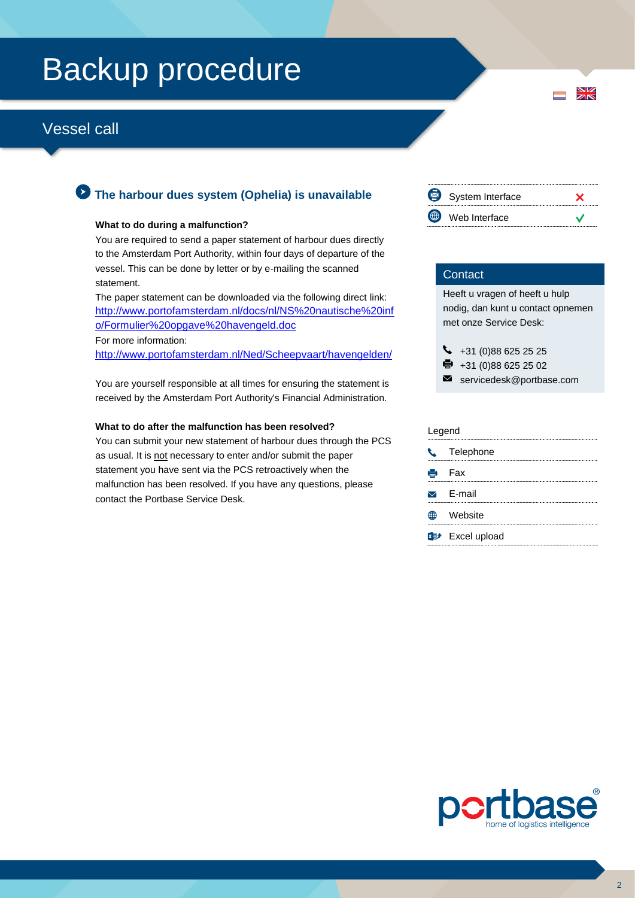# Backup procedure

## Vessel call

### The harbour dues system (Ophelia) is unavailable

| | |
|---|---|
| System Interface | ✗ |
| Web Interface | ✓ |

**What to do during a malfunction?**

You are required to send a paper statement of harbour dues directly to the Amsterdam Port Authority, within four days of departure of the vessel. This can be done by letter or by e-mailing the scanned statement.

The paper statement can be downloaded via the following direct link: [http://www.portofamsterdam.nl/docs/nl/NS%20nautische%20info/Formulier%20opgave%20havengeld.doc](http://www.portofamsterdam.nl/docs/nl/NS%20nautische%20info/Formulier%20opgave%20havengeld.doc)

For more information:
[http://www.portofamsterdam.nl/Ned/Scheepvaart/havengelden/](http://www.portofamsterdam.nl/Ned/Scheepvaart/havengelden/)

You are yourself responsible at all times for ensuring the statement is received by the Amsterdam Port Authority's Financial Administration.

**What to do after the malfunction has been resolved?**

You can submit your new statement of harbour dues through the PCS as usual. It is not necessary to enter and/or submit the paper statement you have sent via the PCS retroactively when the malfunction has been resolved. If you have any questions, please contact the Portbase Service Desk.

**Contact**

Heeft u vragen of heeft u hulp nodig, dan kunt u contact opnemen met onze Service Desk:

- Telephone: +31 (0)88 625 25 25
- Fax: +31 (0)88 625 25 02
- E-mail: servicedesk@portbase.com

**Legend**

- Telephone
- Fax
- E-mail
- Website
- Excel upload

portbase® home of logistics intelligence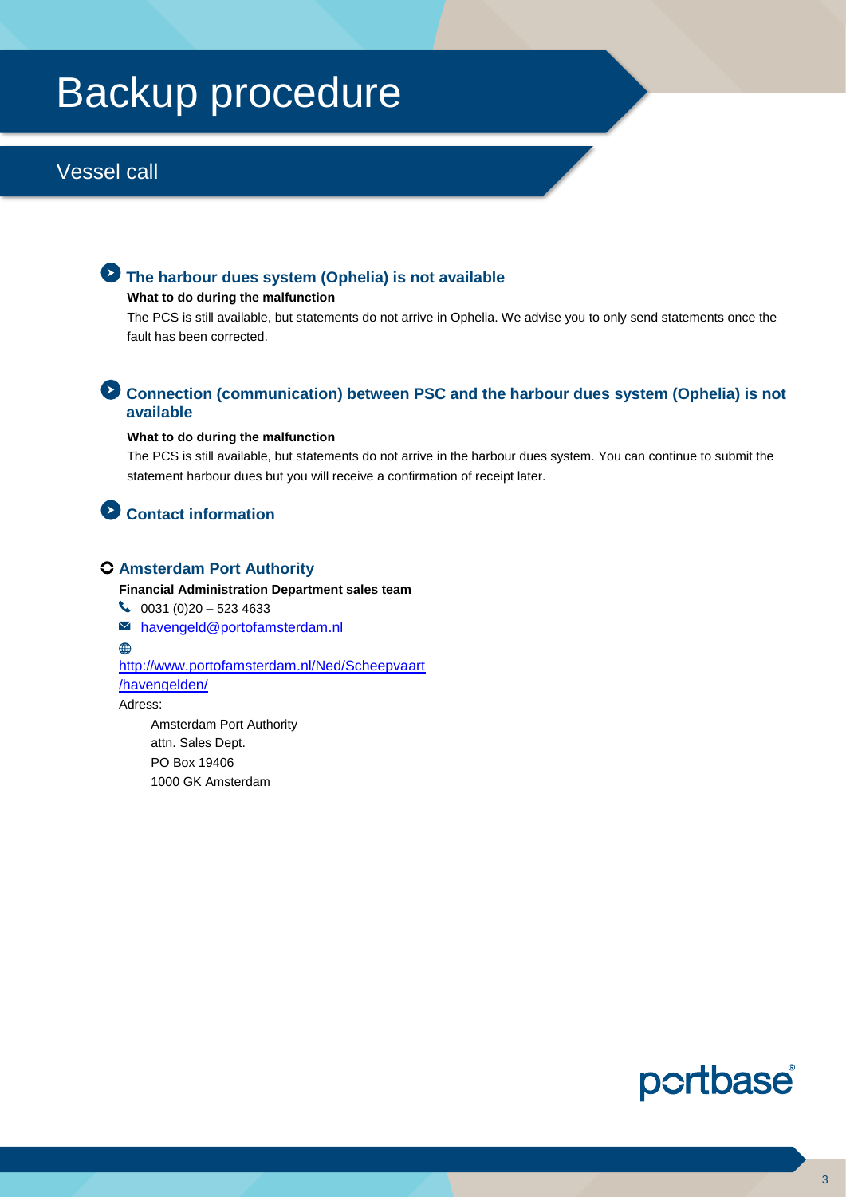# Backup procedure

## Vessel call

### The harbour dues system (Ophelia) is not available

**What to do during the malfunction**

The PCS is still available, but statements do not arrive in Ophelia. We advise you to only send statements once the fault has been corrected.

### Connection (communication) between PSC and the harbour dues system (Ophelia) is not available

**What to do during the malfunction**

The PCS is still available, but statements do not arrive in the harbour dues system. You can continue to submit the statement harbour dues but you will receive a confirmation of receipt later.

### Contact information

#### Amsterdam Port Authority

**Financial Administration Department sales team**

- 0031 (0)20 – 523 4633
- havengeld@portofamsterdam.nl
- http://www.portofamsterdam.nl/Ned/Scheepvaart/havengelden/

Adress:

Amsterdam Port Authority
attn. Sales Dept.
PO Box 19406
1000 GK Amsterdam

portbase®